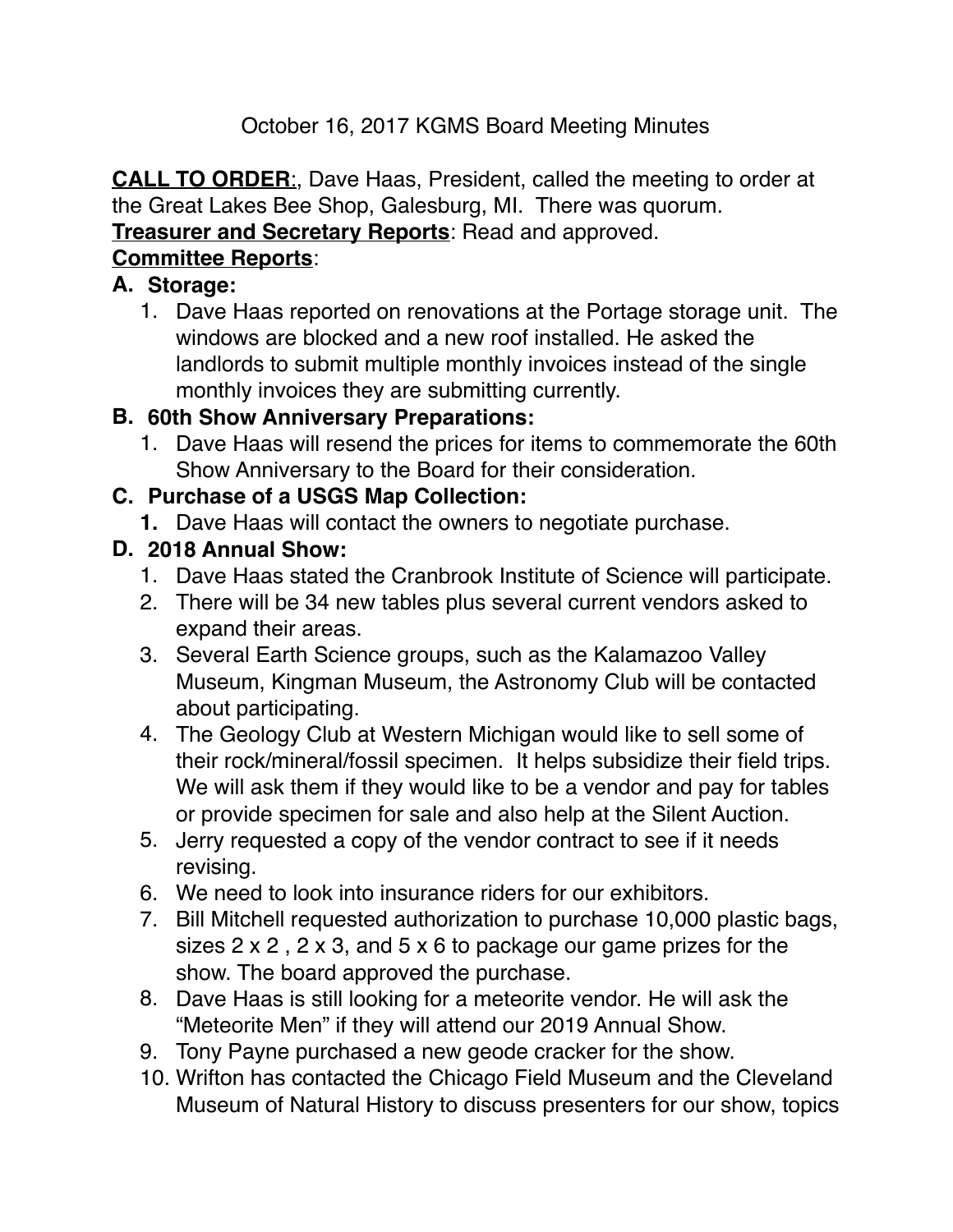October 16, 2017 KGMS Board Meeting Minutes

**CALL TO ORDER**:, Dave Haas, President, called the meeting to order at the Great Lakes Bee Shop, Galesburg, MI. There was quorum.

**Treasurer and Secretary Reports**: Read and approved.

**Committee Reports**:

**A. Storage:**

1. Dave Haas reported on renovations at the Portage storage unit. The windows are blocked and a new roof installed. He asked the landlords to submit multiple monthly invoices instead of the single monthly invoices they are submitting currently.

**B. 60th Show Anniversary Preparations:**

1. Dave Haas will resend the prices for items to commemorate the 60th Show Anniversary to the Board for their consideration.

**C. Purchase of a USGS Map Collection:**

1. Dave Haas will contact the owners to negotiate purchase.

**D. 2018 Annual Show:**

1. Dave Haas stated the Cranbrook Institute of Science will participate.
2. There will be 34 new tables plus several current vendors asked to expand their areas.
3. Several Earth Science groups, such as the Kalamazoo Valley Museum, Kingman Museum, the Astronomy Club will be contacted about participating.
4. The Geology Club at Western Michigan would like to sell some of their rock/mineral/fossil specimen. It helps subsidize their field trips. We will ask them if they would like to be a vendor and pay for tables or provide specimen for sale and also help at the Silent Auction.
5. Jerry requested a copy of the vendor contract to see if it needs revising.
6. We need to look into insurance riders for our exhibitors.
7. Bill Mitchell requested authorization to purchase 10,000 plastic bags, sizes 2 x 2 , 2 x 3, and 5 x 6 to package our game prizes for the show. The board approved the purchase.
8. Dave Haas is still looking for a meteorite vendor. He will ask the "Meteorite Men" if they will attend our 2019 Annual Show.
9. Tony Payne purchased a new geode cracker for the show.
10. Wrifton has contacted the Chicago Field Museum and the Cleveland Museum of Natural History to discuss presenters for our show, topics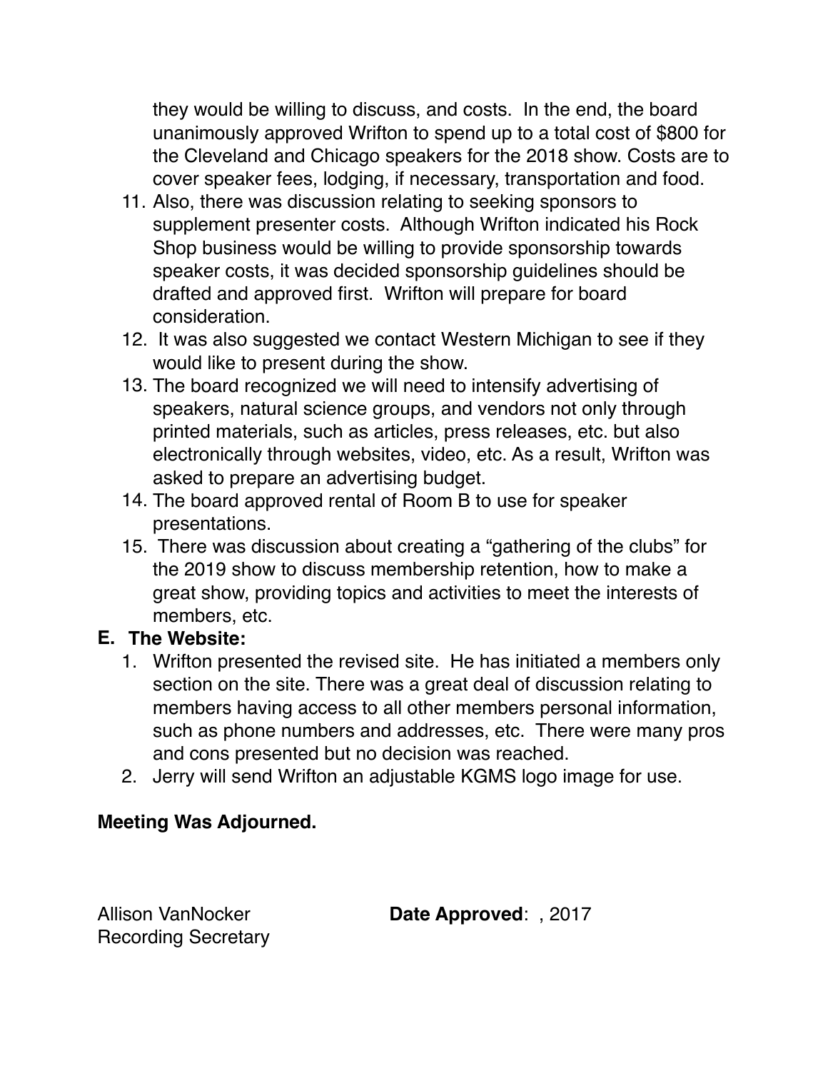they would be willing to discuss, and costs. In the end, the board unanimously approved Wrifton to spend up to a total cost of $800 for the Cleveland and Chicago speakers for the 2018 show. Costs are to cover speaker fees, lodging, if necessary, transportation and food.

11. Also, there was discussion relating to seeking sponsors to supplement presenter costs. Although Wrifton indicated his Rock Shop business would be willing to provide sponsorship towards speaker costs, it was decided sponsorship guidelines should be drafted and approved first. Wrifton will prepare for board consideration.
12. It was also suggested we contact Western Michigan to see if they would like to present during the show.
13. The board recognized we will need to intensify advertising of speakers, natural science groups, and vendors not only through printed materials, such as articles, press releases, etc. but also electronically through websites, video, etc. As a result, Wrifton was asked to prepare an advertising budget.
14. The board approved rental of Room B to use for speaker presentations.
15. There was discussion about creating a "gathering of the clubs" for the 2019 show to discuss membership retention, how to make a great show, providing topics and activities to meet the interests of members, etc.

**E. The Website:**

1. Wrifton presented the revised site. He has initiated a members only section on the site. There was a great deal of discussion relating to members having access to all other members personal information, such as phone numbers and addresses, etc. There were many pros and cons presented but no decision was reached.
2. Jerry will send Wrifton an adjustable KGMS logo image for use.

**Meeting Was Adjourned.**

Allison VanNocker
Recording Secretary

**Date Approved**: , 2017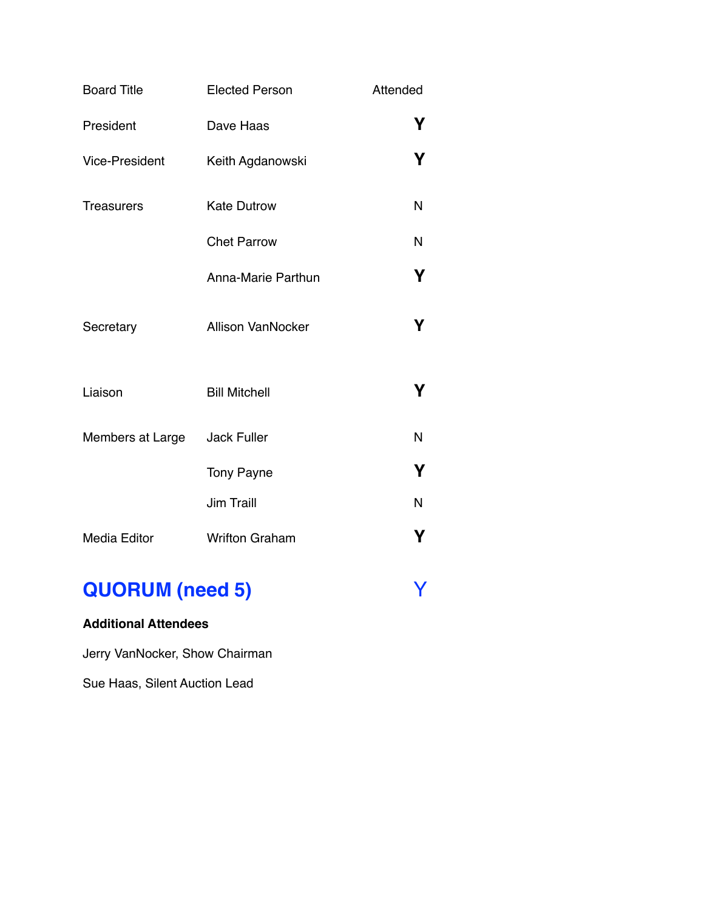| Board Title | Elected Person | Attended |
|---|---|---|
| President | Dave Haas | **Y** |
| Vice-President | Keith Agdanowski | **Y** |
| Treasurers | Kate Dutrow | N |
| | Chet Parrow | N |
| | Anna-Marie Parthun | **Y** |
| Secretary | Allison VanNocker | **Y** |
| Liaison | Bill Mitchell | **Y** |
| Members at Large | Jack Fuller | N |
| | Tony Payne | **Y** |
| | Jim Traill | N |
| Media Editor | Wrifton Graham | **Y** |
| **QUORUM (need 5)** | | Y |

**Additional Attendees**

Jerry VanNocker, Show Chairman

Sue Haas, Silent Auction Lead